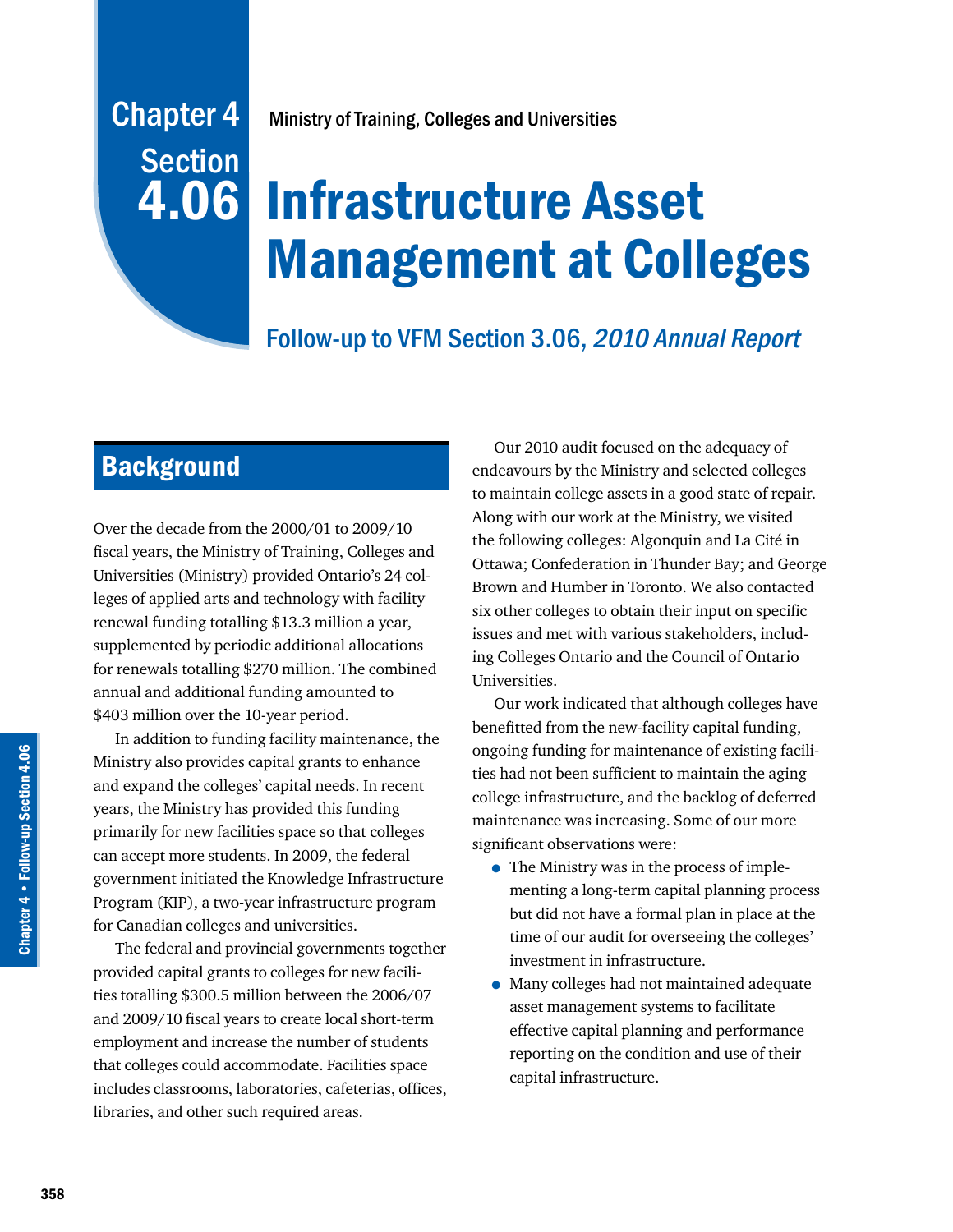# Chapter 4 Section 4.06

Ministry of Training, Colleges and Universities

# Infrastructure Asset Management at Colleges

## Follow-up to VFM Section 3.06, *2010 Annual Report*

## Background

Over the decade from the 2000/01 to 2009/10 fiscal years, the Ministry of Training, Colleges and Universities (Ministry) provided Ontario's 24 colleges of applied arts and technology with facility renewal funding totalling $13.3 million a year, supplemented by periodic additional allocations for renewals totalling $270 million. The combined annual and additional funding amounted to $403 million over the 10-year period.

In addition to funding facility maintenance, the Ministry also provides capital grants to enhance and expand the colleges' capital needs. In recent years, the Ministry has provided this funding primarily for new facilities space so that colleges can accept more students. In 2009, the federal government initiated the Knowledge Infrastructure Program (KIP), a two-year infrastructure program for Canadian colleges and universities.

The federal and provincial governments together provided capital grants to colleges for new facilities totalling $300.5 million between the 2006/07 and 2009/10 fiscal years to create local short-term employment and increase the number of students that colleges could accommodate. Facilities space includes classrooms, laboratories, cafeterias, offices, libraries, and other such required areas.

Our 2010 audit focused on the adequacy of endeavours by the Ministry and selected colleges to maintain college assets in a good state of repair. Along with our work at the Ministry, we visited the following colleges: Algonquin and La Cité in Ottawa; Confederation in Thunder Bay; and George Brown and Humber in Toronto. We also contacted six other colleges to obtain their input on specific issues and met with various stakeholders, including Colleges Ontario and the Council of Ontario Universities.

Our work indicated that although colleges have benefitted from the new-facility capital funding, ongoing funding for maintenance of existing facilities had not been sufficient to maintain the aging college infrastructure, and the backlog of deferred maintenance was increasing. Some of our more significant observations were:

- The Ministry was in the process of implementing a long-term capital planning process but did not have a formal plan in place at the time of our audit for overseeing the colleges' investment in infrastructure.
- Many colleges had not maintained adequate asset management systems to facilitate effective capital planning and performance reporting on the condition and use of their capital infrastructure.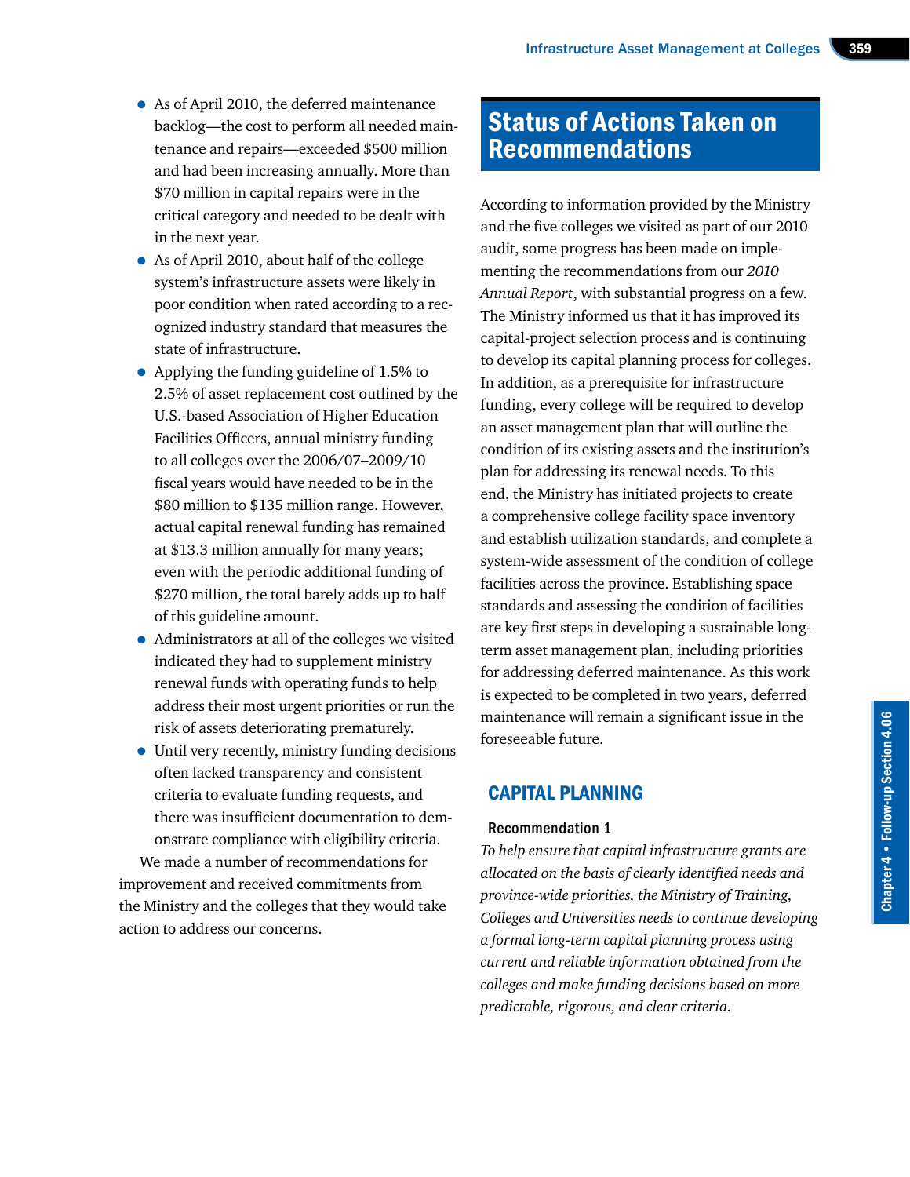- As of April 2010, the deferred maintenance backlog—the cost to perform all needed maintenance and repairs—exceeded $500 million and had been increasing annually. More than $70 million in capital repairs were in the critical category and needed to be dealt with in the next year.
- As of April 2010, about half of the college system's infrastructure assets were likely in poor condition when rated according to a recognized industry standard that measures the state of infrastructure.
- Applying the funding guideline of 1.5% to 2.5% of asset replacement cost outlined by the U.S.-based Association of Higher Education Facilities Officers, annual ministry funding to all colleges over the 2006/07–2009/10 fiscal years would have needed to be in the $80 million to $135 million range. However, actual capital renewal funding has remained at $13.3 million annually for many years; even with the periodic additional funding of $270 million, the total barely adds up to half of this guideline amount.
- Administrators at all of the colleges we visited indicated they had to supplement ministry renewal funds with operating funds to help address their most urgent priorities or run the risk of assets deteriorating prematurely.
- Until very recently, ministry funding decisions often lacked transparency and consistent criteria to evaluate funding requests, and there was insufficient documentation to demonstrate compliance with eligibility criteria.

We made a number of recommendations for improvement and received commitments from the Ministry and the colleges that they would take action to address our concerns.

# Status of Actions Taken on Recommendations

According to information provided by the Ministry and the five colleges we visited as part of our 2010 audit, some progress has been made on implementing the recommendations from our *2010 Annual Report*, with substantial progress on a few. The Ministry informed us that it has improved its capital-project selection process and is continuing to develop its capital planning process for colleges. In addition, as a prerequisite for infrastructure funding, every college will be required to develop an asset management plan that will outline the condition of its existing assets and the institution's plan for addressing its renewal needs. To this end, the Ministry has initiated projects to create a comprehensive college facility space inventory and establish utilization standards, and complete a system-wide assessment of the condition of college facilities across the province. Establishing space standards and assessing the condition of facilities are key first steps in developing a sustainable long-term asset management plan, including priorities for addressing deferred maintenance. As this work is expected to be completed in two years, deferred maintenance will remain a significant issue in the foreseeable future.

## CAPITAL PLANNING

### Recommendation 1

*To help ensure that capital infrastructure grants are allocated on the basis of clearly identified needs and province-wide priorities, the Ministry of Training, Colleges and Universities needs to continue developing a formal long-term capital planning process using current and reliable information obtained from the colleges and make funding decisions based on more predictable, rigorous, and clear criteria.*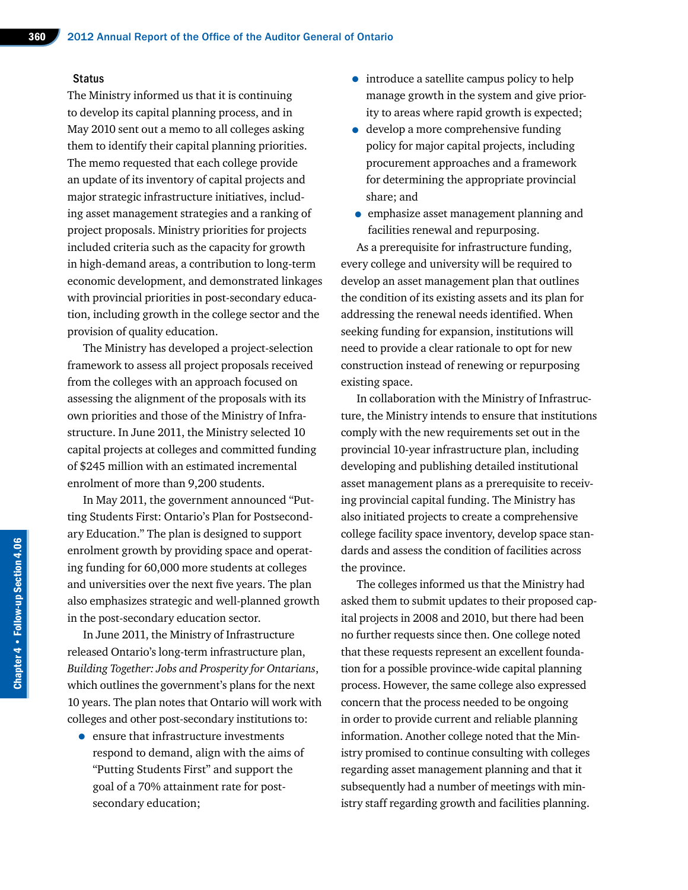### Status

The Ministry informed us that it is continuing to develop its capital planning process, and in May 2010 sent out a memo to all colleges asking them to identify their capital planning priorities. The memo requested that each college provide an update of its inventory of capital projects and major strategic infrastructure initiatives, including asset management strategies and a ranking of project proposals. Ministry priorities for projects included criteria such as the capacity for growth in high-demand areas, a contribution to long-term economic development, and demonstrated linkages with provincial priorities in post-secondary education, including growth in the college sector and the provision of quality education.

The Ministry has developed a project-selection framework to assess all project proposals received from the colleges with an approach focused on assessing the alignment of the proposals with its own priorities and those of the Ministry of Infrastructure. In June 2011, the Ministry selected 10 capital projects at colleges and committed funding of $245 million with an estimated incremental enrolment of more than 9,200 students.

In May 2011, the government announced "Putting Students First: Ontario's Plan for Postsecondary Education." The plan is designed to support enrolment growth by providing space and operating funding for 60,000 more students at colleges and universities over the next five years. The plan also emphasizes strategic and well-planned growth in the post-secondary education sector.

In June 2011, the Ministry of Infrastructure released Ontario's long-term infrastructure plan, *Building Together: Jobs and Prosperity for Ontarians*, which outlines the government's plans for the next 10 years. The plan notes that Ontario will work with colleges and other post-secondary institutions to:

- ensure that infrastructure investments respond to demand, align with the aims of "Putting Students First" and support the goal of a 70% attainment rate for post-secondary education;
- introduce a satellite campus policy to help manage growth in the system and give priority to areas where rapid growth is expected;
- develop a more comprehensive funding policy for major capital projects, including procurement approaches and a framework for determining the appropriate provincial share; and
- emphasize asset management planning and facilities renewal and repurposing.

As a prerequisite for infrastructure funding, every college and university will be required to develop an asset management plan that outlines the condition of its existing assets and its plan for addressing the renewal needs identified. When seeking funding for expansion, institutions will need to provide a clear rationale to opt for new construction instead of renewing or repurposing existing space.

In collaboration with the Ministry of Infrastructure, the Ministry intends to ensure that institutions comply with the new requirements set out in the provincial 10-year infrastructure plan, including developing and publishing detailed institutional asset management plans as a prerequisite to receiving provincial capital funding. The Ministry has also initiated projects to create a comprehensive college facility space inventory, develop space standards and assess the condition of facilities across the province.

The colleges informed us that the Ministry had asked them to submit updates to their proposed capital projects in 2008 and 2010, but there had been no further requests since then. One college noted that these requests represent an excellent foundation for a possible province-wide capital planning process. However, the same college also expressed concern that the process needed to be ongoing in order to provide current and reliable planning information. Another college noted that the Ministry promised to continue consulting with colleges regarding asset management planning and that it subsequently had a number of meetings with ministry staff regarding growth and facilities planning.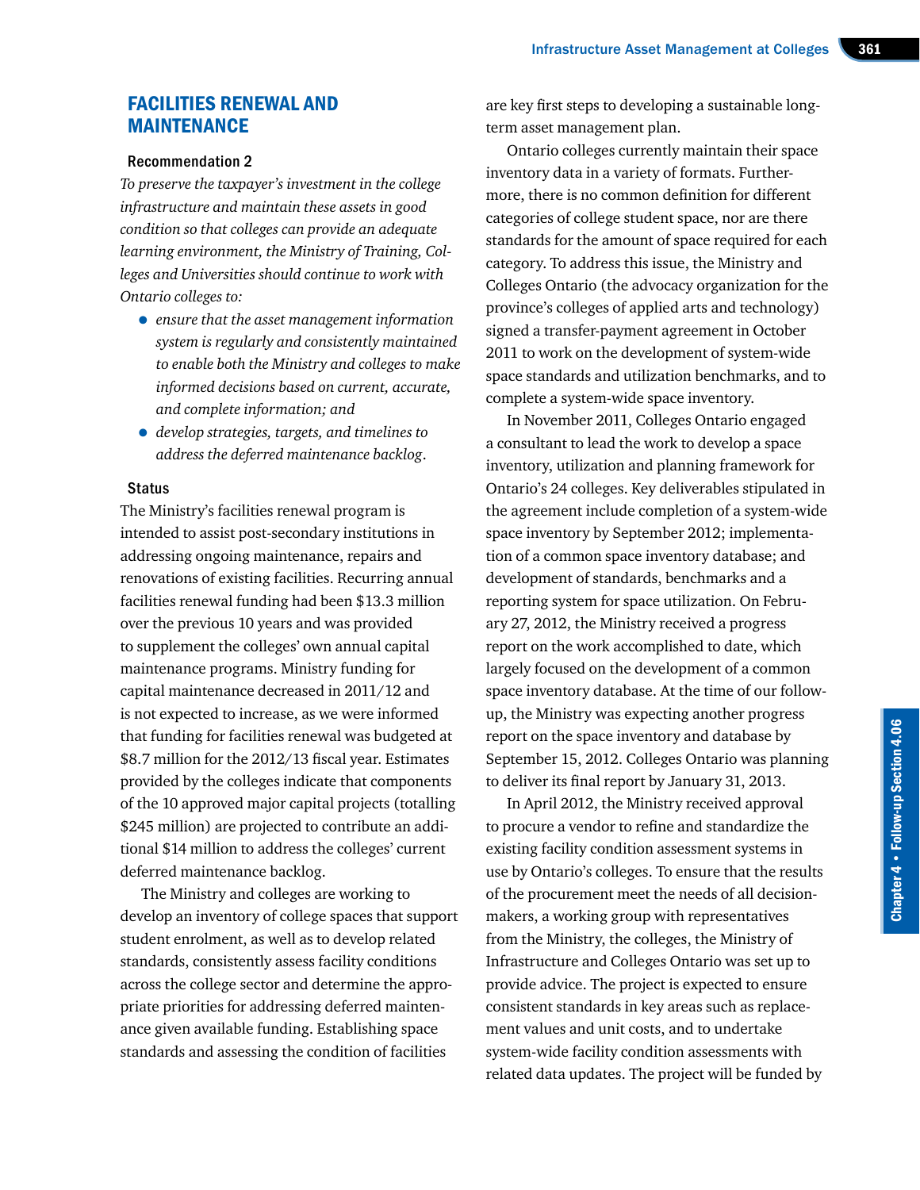## FACILITIES RENEWAL AND MAINTENANCE

### Recommendation 2

*To preserve the taxpayer's investment in the college infrastructure and maintain these assets in good condition so that colleges can provide an adequate learning environment, the Ministry of Training, Colleges and Universities should continue to work with Ontario colleges to:*

- *ensure that the asset management information system is regularly and consistently maintained to enable both the Ministry and colleges to make informed decisions based on current, accurate, and complete information; and*
- *develop strategies, targets, and timelines to address the deferred maintenance backlog.*

### Status

The Ministry's facilities renewal program is intended to assist post-secondary institutions in addressing ongoing maintenance, repairs and renovations of existing facilities. Recurring annual facilities renewal funding had been $13.3 million over the previous 10 years and was provided to supplement the colleges' own annual capital maintenance programs. Ministry funding for capital maintenance decreased in 2011/12 and is not expected to increase, as we were informed that funding for facilities renewal was budgeted at $8.7 million for the 2012/13 fiscal year. Estimates provided by the colleges indicate that components of the 10 approved major capital projects (totalling $245 million) are projected to contribute an additional $14 million to address the colleges' current deferred maintenance backlog.

The Ministry and colleges are working to develop an inventory of college spaces that support student enrolment, as well as to develop related standards, consistently assess facility conditions across the college sector and determine the appropriate priorities for addressing deferred maintenance given available funding. Establishing space standards and assessing the condition of facilities are key first steps to developing a sustainable long-term asset management plan.

Ontario colleges currently maintain their space inventory data in a variety of formats. Furthermore, there is no common definition for different categories of college student space, nor are there standards for the amount of space required for each category. To address this issue, the Ministry and Colleges Ontario (the advocacy organization for the province's colleges of applied arts and technology) signed a transfer-payment agreement in October 2011 to work on the development of system-wide space standards and utilization benchmarks, and to complete a system-wide space inventory.

In November 2011, Colleges Ontario engaged a consultant to lead the work to develop a space inventory, utilization and planning framework for Ontario's 24 colleges. Key deliverables stipulated in the agreement include completion of a system-wide space inventory by September 2012; implementation of a common space inventory database; and development of standards, benchmarks and a reporting system for space utilization. On February 27, 2012, the Ministry received a progress report on the work accomplished to date, which largely focused on the development of a common space inventory database. At the time of our follow-up, the Ministry was expecting another progress report on the space inventory and database by September 15, 2012. Colleges Ontario was planning to deliver its final report by January 31, 2013.

In April 2012, the Ministry received approval to procure a vendor to refine and standardize the existing facility condition assessment systems in use by Ontario's colleges. To ensure that the results of the procurement meet the needs of all decision-makers, a working group with representatives from the Ministry, the colleges, the Ministry of Infrastructure and Colleges Ontario was set up to provide advice. The project is expected to ensure consistent standards in key areas such as replacement values and unit costs, and to undertake system-wide facility condition assessments with related data updates. The project will be funded by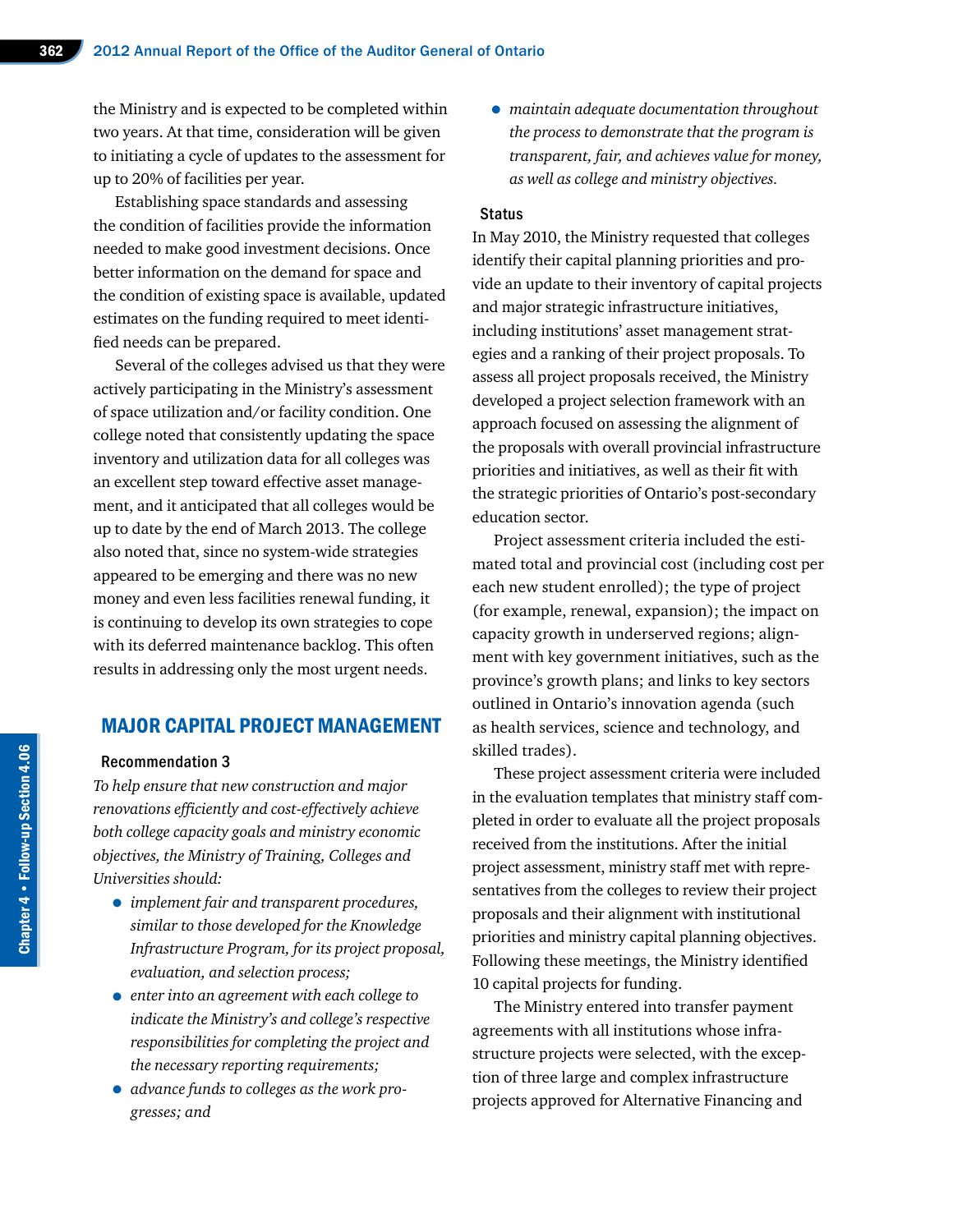the Ministry and is expected to be completed within two years. At that time, consideration will be given to initiating a cycle of updates to the assessment for up to 20% of facilities per year.

Establishing space standards and assessing the condition of facilities provide the information needed to make good investment decisions. Once better information on the demand for space and the condition of existing space is available, updated estimates on the funding required to meet identified needs can be prepared.

Several of the colleges advised us that they were actively participating in the Ministry's assessment of space utilization and/or facility condition. One college noted that consistently updating the space inventory and utilization data for all colleges was an excellent step toward effective asset management, and it anticipated that all colleges would be up to date by the end of March 2013. The college also noted that, since no system-wide strategies appeared to be emerging and there was no new money and even less facilities renewal funding, it is continuing to develop its own strategies to cope with its deferred maintenance backlog. This often results in addressing only the most urgent needs.

## MAJOR CAPITAL PROJECT MANAGEMENT

### Recommendation 3

*To help ensure that new construction and major renovations efficiently and cost-effectively achieve both college capacity goals and ministry economic objectives, the Ministry of Training, Colleges and Universities should:*

- *implement fair and transparent procedures, similar to those developed for the Knowledge Infrastructure Program, for its project proposal, evaluation, and selection process;*
- *enter into an agreement with each college to indicate the Ministry's and college's respective responsibilities for completing the project and the necessary reporting requirements;*
- *advance funds to colleges as the work progresses; and*
- *maintain adequate documentation throughout the process to demonstrate that the program is transparent, fair, and achieves value for money, as well as college and ministry objectives.*

### Status

In May 2010, the Ministry requested that colleges identify their capital planning priorities and provide an update to their inventory of capital projects and major strategic infrastructure initiatives, including institutions' asset management strategies and a ranking of their project proposals. To assess all project proposals received, the Ministry developed a project selection framework with an approach focused on assessing the alignment of the proposals with overall provincial infrastructure priorities and initiatives, as well as their fit with the strategic priorities of Ontario's post-secondary education sector.

Project assessment criteria included the estimated total and provincial cost (including cost per each new student enrolled); the type of project (for example, renewal, expansion); the impact on capacity growth in underserved regions; alignment with key government initiatives, such as the province's growth plans; and links to key sectors outlined in Ontario's innovation agenda (such as health services, science and technology, and skilled trades).

These project assessment criteria were included in the evaluation templates that ministry staff completed in order to evaluate all the project proposals received from the institutions. After the initial project assessment, ministry staff met with representatives from the colleges to review their project proposals and their alignment with institutional priorities and ministry capital planning objectives. Following these meetings, the Ministry identified 10 capital projects for funding.

The Ministry entered into transfer payment agreements with all institutions whose infrastructure projects were selected, with the exception of three large and complex infrastructure projects approved for Alternative Financing and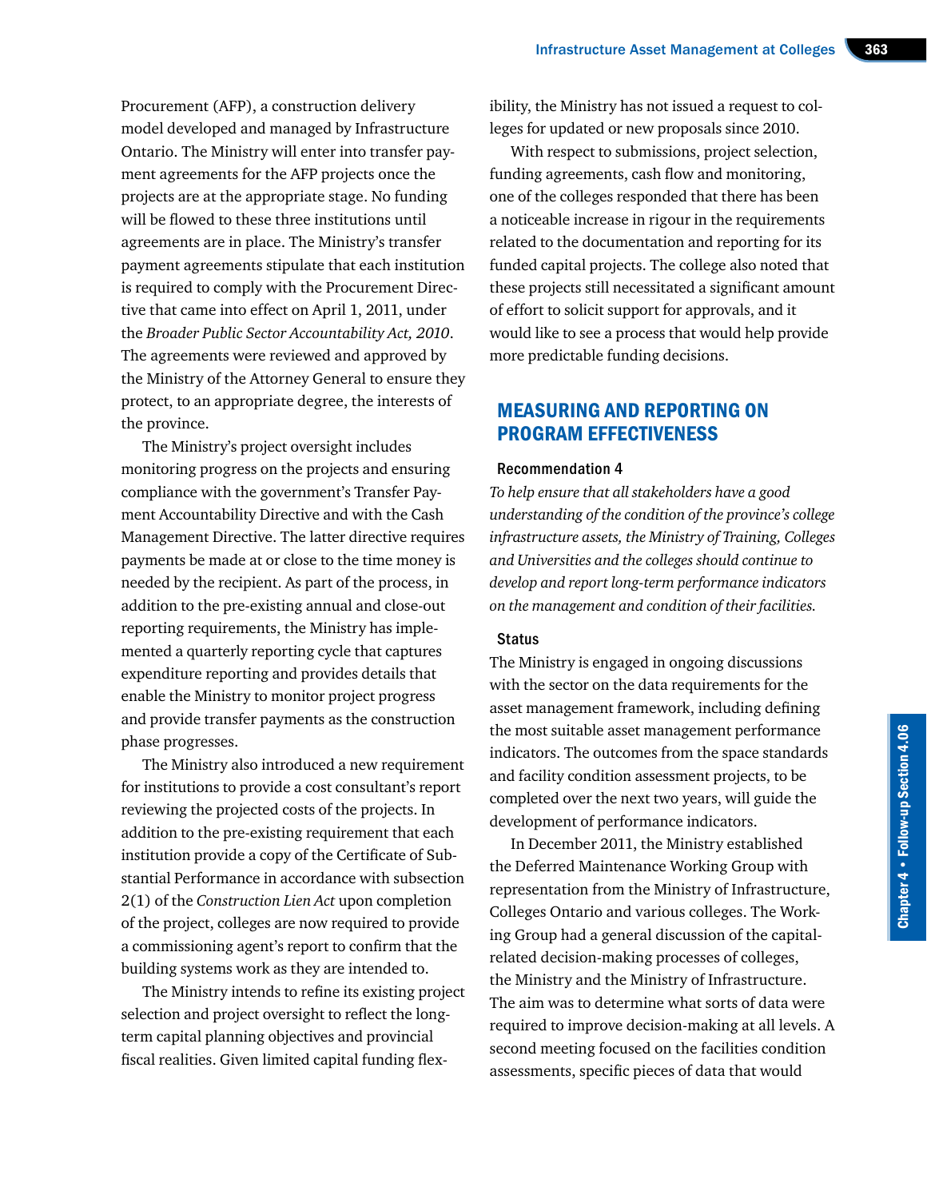Procurement (AFP), a construction delivery model developed and managed by Infrastructure Ontario. The Ministry will enter into transfer payment agreements for the AFP projects once the projects are at the appropriate stage. No funding will be flowed to these three institutions until agreements are in place. The Ministry's transfer payment agreements stipulate that each institution is required to comply with the Procurement Directive that came into effect on April 1, 2011, under the *Broader Public Sector Accountability Act, 2010*. The agreements were reviewed and approved by the Ministry of the Attorney General to ensure they protect, to an appropriate degree, the interests of the province.

The Ministry's project oversight includes monitoring progress on the projects and ensuring compliance with the government's Transfer Payment Accountability Directive and with the Cash Management Directive. The latter directive requires payments be made at or close to the time money is needed by the recipient. As part of the process, in addition to the pre-existing annual and close-out reporting requirements, the Ministry has implemented a quarterly reporting cycle that captures expenditure reporting and provides details that enable the Ministry to monitor project progress and provide transfer payments as the construction phase progresses.

The Ministry also introduced a new requirement for institutions to provide a cost consultant's report reviewing the projected costs of the projects. In addition to the pre-existing requirement that each institution provide a copy of the Certificate of Substantial Performance in accordance with subsection 2(1) of the *Construction Lien Act* upon completion of the project, colleges are now required to provide a commissioning agent's report to confirm that the building systems work as they are intended to.

The Ministry intends to refine its existing project selection and project oversight to reflect the long-term capital planning objectives and provincial fiscal realities. Given limited capital funding flexibility, the Ministry has not issued a request to colleges for updated or new proposals since 2010.

With respect to submissions, project selection, funding agreements, cash flow and monitoring, one of the colleges responded that there has been a noticeable increase in rigour in the requirements related to the documentation and reporting for its funded capital projects. The college also noted that these projects still necessitated a significant amount of effort to solicit support for approvals, and it would like to see a process that would help provide more predictable funding decisions.

## MEASURING AND REPORTING ON PROGRAM EFFECTIVENESS

### Recommendation 4

*To help ensure that all stakeholders have a good understanding of the condition of the province's college infrastructure assets, the Ministry of Training, Colleges and Universities and the colleges should continue to develop and report long-term performance indicators on the management and condition of their facilities.*

### Status

The Ministry is engaged in ongoing discussions with the sector on the data requirements for the asset management framework, including defining the most suitable asset management performance indicators. The outcomes from the space standards and facility condition assessment projects, to be completed over the next two years, will guide the development of performance indicators.

In December 2011, the Ministry established the Deferred Maintenance Working Group with representation from the Ministry of Infrastructure, Colleges Ontario and various colleges. The Working Group had a general discussion of the capital-related decision-making processes of colleges, the Ministry and the Ministry of Infrastructure. The aim was to determine what sorts of data were required to improve decision-making at all levels. A second meeting focused on the facilities condition assessments, specific pieces of data that would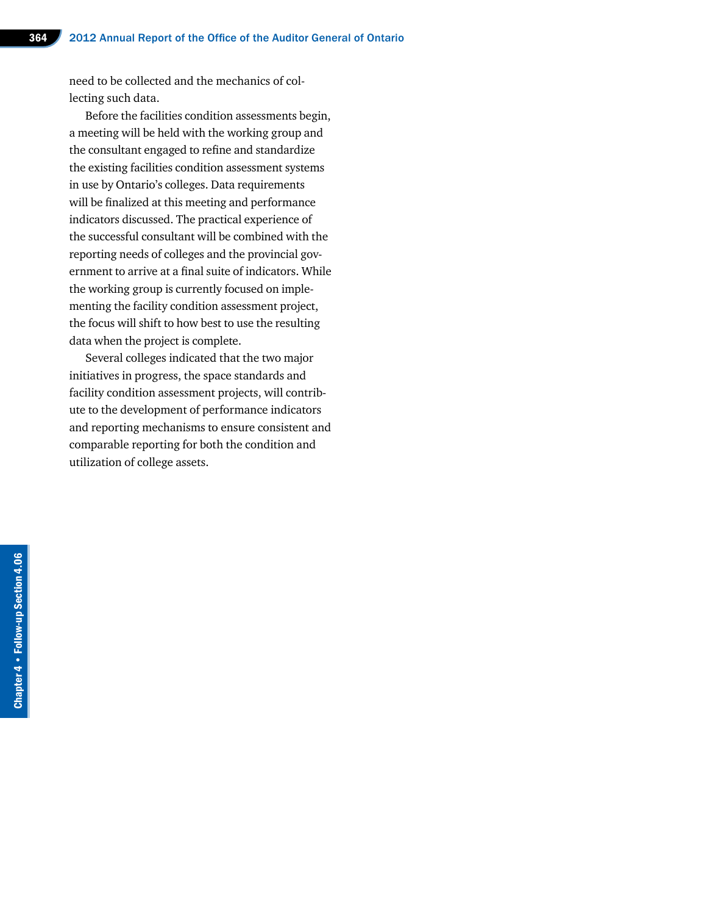need to be collected and the mechanics of collecting such data.

Before the facilities condition assessments begin, a meeting will be held with the working group and the consultant engaged to refine and standardize the existing facilities condition assessment systems in use by Ontario's colleges. Data requirements will be finalized at this meeting and performance indicators discussed. The practical experience of the successful consultant will be combined with the reporting needs of colleges and the provincial government to arrive at a final suite of indicators. While the working group is currently focused on implementing the facility condition assessment project, the focus will shift to how best to use the resulting data when the project is complete.

Several colleges indicated that the two major initiatives in progress, the space standards and facility condition assessment projects, will contribute to the development of performance indicators and reporting mechanisms to ensure consistent and comparable reporting for both the condition and utilization of college assets.